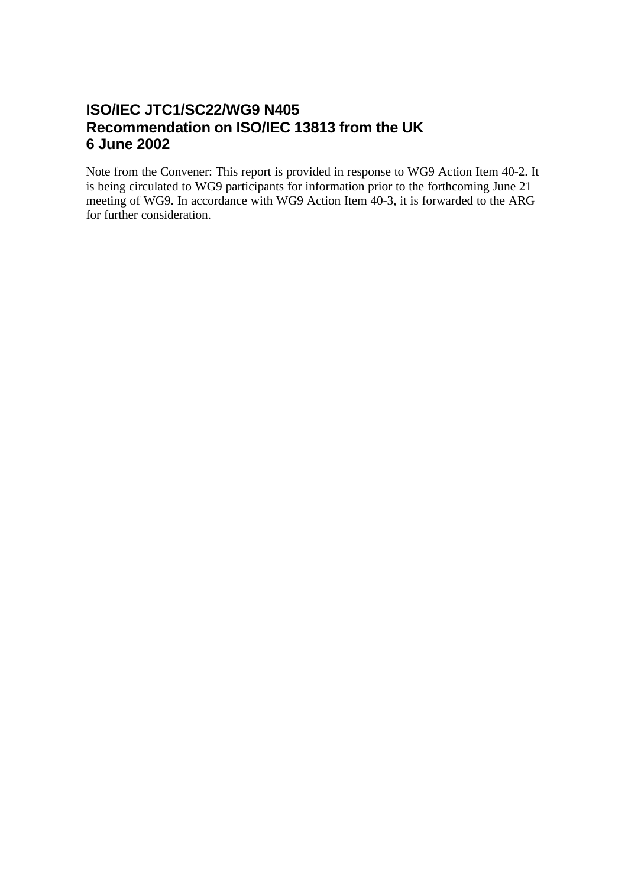# ISO/IEC JTC1/SC22/WG9 N405
# Recommendation on ISO/IEC 13813 from the UK
# 6 June 2002

Note from the Convener: This report is provided in response to WG9 Action Item 40-2. It is being circulated to WG9 participants for information prior to the forthcoming June 21 meeting of WG9. In accordance with WG9 Action Item 40-3, it is forwarded to the ARG for further consideration.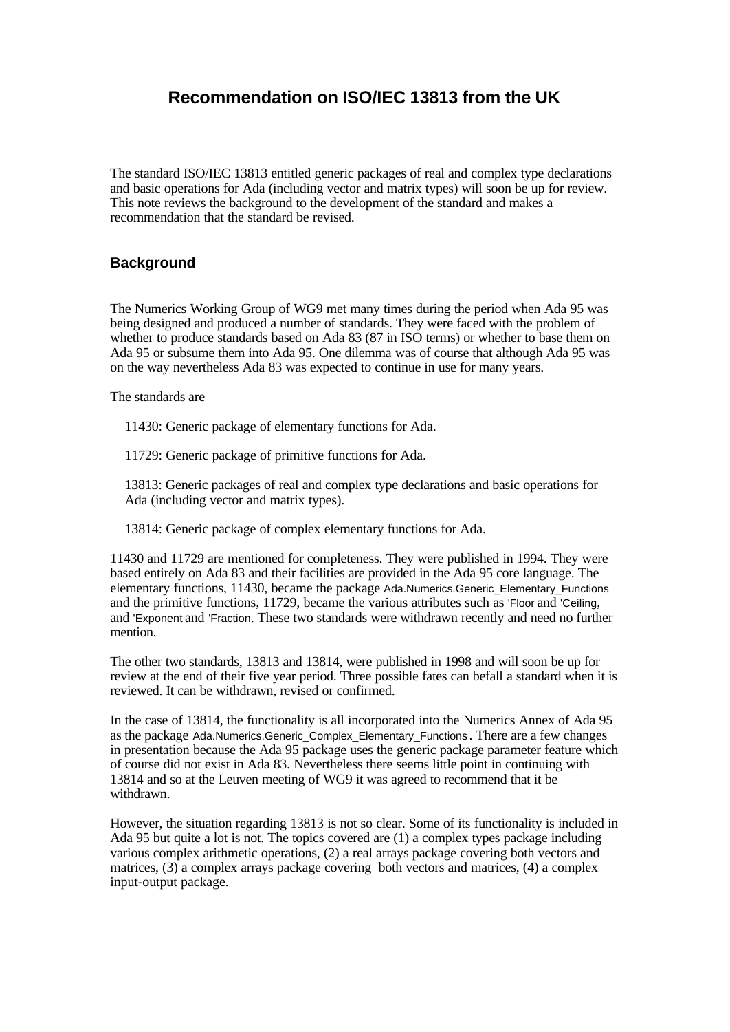# Recommendation on ISO/IEC 13813 from the UK

The standard ISO/IEC 13813 entitled generic packages of real and complex type declarations and basic operations for Ada (including vector and matrix types) will soon be up for review. This note reviews the background to the development of the standard and makes a recommendation that the standard be revised.

## Background

The Numerics Working Group of WG9 met many times during the period when Ada 95 was being designed and produced a number of standards. They were faced with the problem of whether to produce standards based on Ada 83 (87 in ISO terms) or whether to base them on Ada 95 or subsume them into Ada 95. One dilemma was of course that although Ada 95 was on the way nevertheless Ada 83 was expected to continue in use for many years.

The standards are

11430: Generic package of elementary functions for Ada.

11729: Generic package of primitive functions for Ada.

13813: Generic packages of real and complex type declarations and basic operations for Ada (including vector and matrix types).

13814: Generic package of complex elementary functions for Ada.

11430 and 11729 are mentioned for completeness. They were published in 1994. They were based entirely on Ada 83 and their facilities are provided in the Ada 95 core language. The elementary functions, 11430, became the package Ada.Numerics.Generic_Elementary_Functions and the primitive functions, 11729, became the various attributes such as 'Floor and 'Ceiling, and 'Exponent and 'Fraction. These two standards were withdrawn recently and need no further mention.

The other two standards, 13813 and 13814, were published in 1998 and will soon be up for review at the end of their five year period. Three possible fates can befall a standard when it is reviewed. It can be withdrawn, revised or confirmed.

In the case of 13814, the functionality is all incorporated into the Numerics Annex of Ada 95 as the package Ada.Numerics.Generic_Complex_Elementary_Functions. There are a few changes in presentation because the Ada 95 package uses the generic package parameter feature which of course did not exist in Ada 83. Nevertheless there seems little point in continuing with 13814 and so at the Leuven meeting of WG9 it was agreed to recommend that it be withdrawn.

However, the situation regarding 13813 is not so clear. Some of its functionality is included in Ada 95 but quite a lot is not. The topics covered are (1) a complex types package including various complex arithmetic operations, (2) a real arrays package covering both vectors and matrices, (3) a complex arrays package covering both vectors and matrices, (4) a complex input-output package.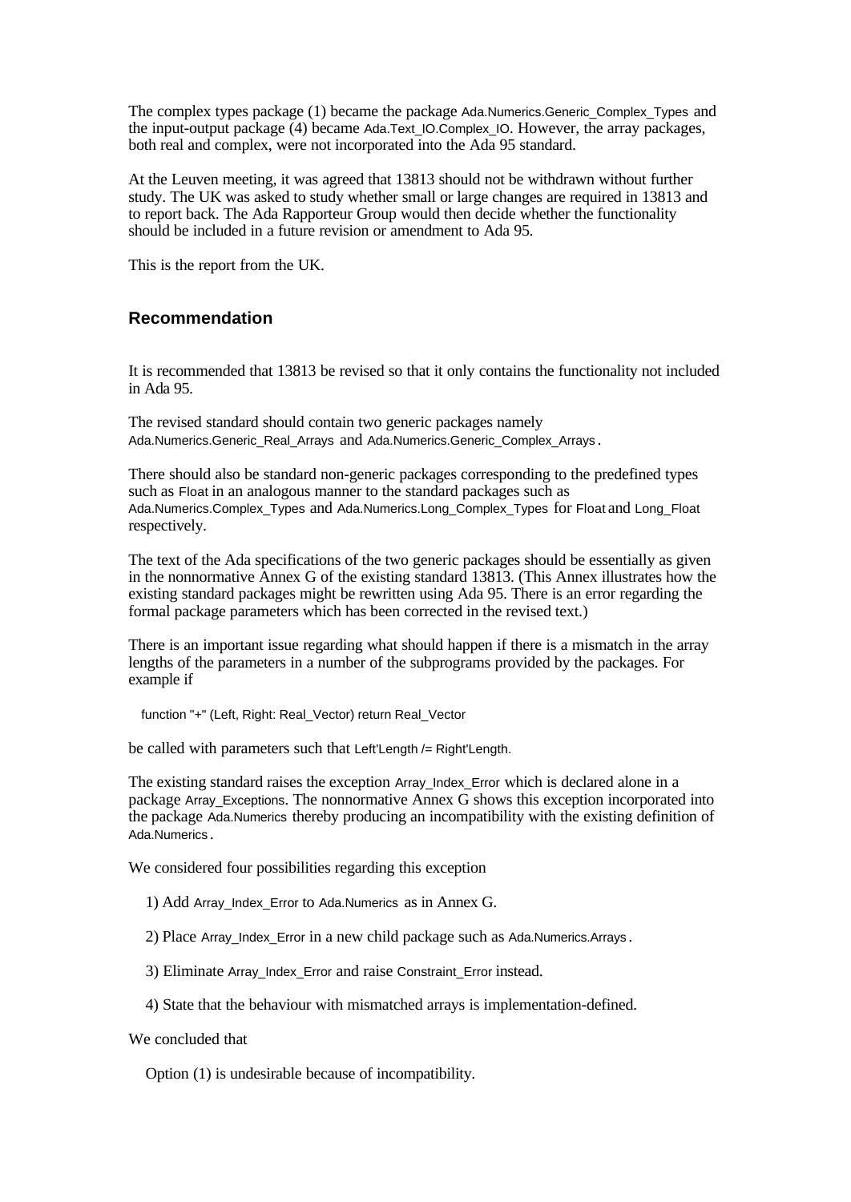The complex types package (1) became the package Ada.Numerics.Generic_Complex_Types and the input-output package (4) became Ada.Text_IO.Complex_IO. However, the array packages, both real and complex, were not incorporated into the Ada 95 standard.

At the Leuven meeting, it was agreed that 13813 should not be withdrawn without further study. The UK was asked to study whether small or large changes are required in 13813 and to report back. The Ada Rapporteur Group would then decide whether the functionality should be included in a future revision or amendment to Ada 95.

This is the report from the UK.

## Recommendation

It is recommended that 13813 be revised so that it only contains the functionality not included in Ada 95.

The revised standard should contain two generic packages namely Ada.Numerics.Generic_Real_Arrays and Ada.Numerics.Generic_Complex_Arrays.

There should also be standard non-generic packages corresponding to the predefined types such as Float in an analogous manner to the standard packages such as Ada.Numerics.Complex_Types and Ada.Numerics.Long_Complex_Types for Float and Long_Float respectively.

The text of the Ada specifications of the two generic packages should be essentially as given in the nonnormative Annex G of the existing standard 13813. (This Annex illustrates how the existing standard packages might be rewritten using Ada 95. There is an error regarding the formal package parameters which has been corrected in the revised text.)

There is an important issue regarding what should happen if there is a mismatch in the array lengths of the parameters in a number of the subprograms provided by the packages. For example if

```
function "+" (Left, Right: Real_Vector) return Real_Vector
```

be called with parameters such that Left'Length /= Right'Length.

The existing standard raises the exception Array_Index_Error which is declared alone in a package Array_Exceptions. The nonnormative Annex G shows this exception incorporated into the package Ada.Numerics thereby producing an incompatibility with the existing definition of Ada.Numerics.

We considered four possibilities regarding this exception

1) Add Array_Index_Error to Ada.Numerics as in Annex G.

2) Place Array_Index_Error in a new child package such as Ada.Numerics.Arrays.

3) Eliminate Array_Index_Error and raise Constraint_Error instead.

4) State that the behaviour with mismatched arrays is implementation-defined.

We concluded that

Option (1) is undesirable because of incompatibility.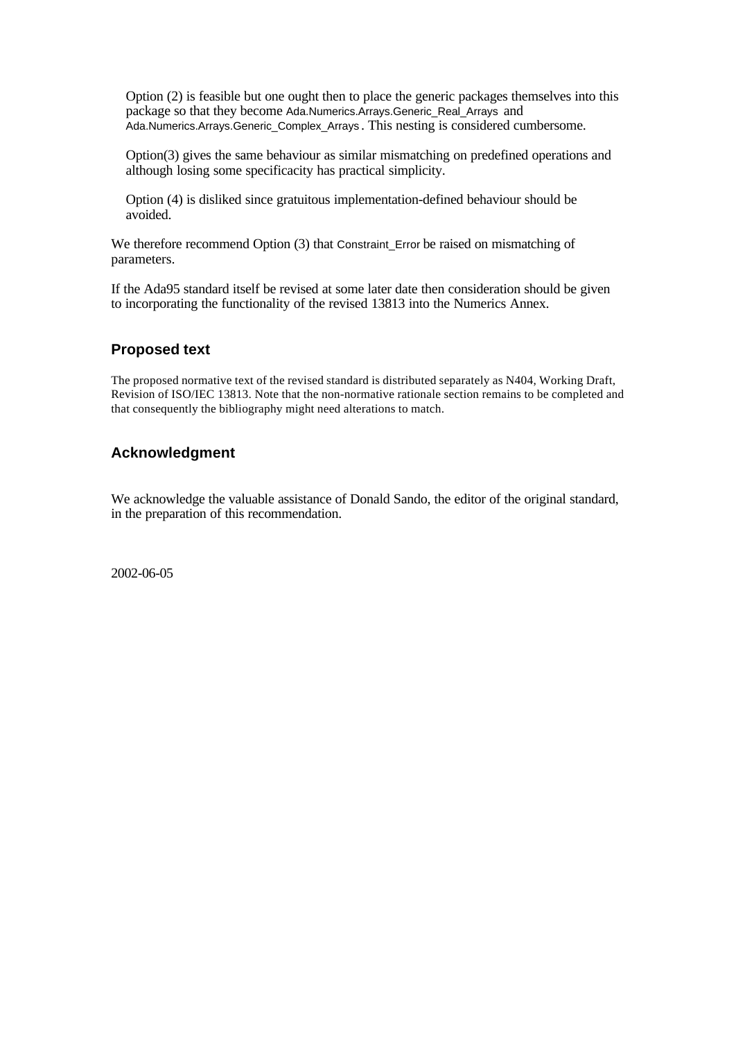Option (2) is feasible but one ought then to place the generic packages themselves into this package so that they become `Ada.Numerics.Arrays.Generic_Real_Arrays` and `Ada.Numerics.Arrays.Generic_Complex_Arrays`. This nesting is considered cumbersome.

Option(3) gives the same behaviour as similar mismatching on predefined operations and although losing some specificacity has practical simplicity.

Option (4) is disliked since gratuitous implementation-defined behaviour should be avoided.

We therefore recommend Option (3) that `Constraint_Error` be raised on mismatching of parameters.

If the Ada95 standard itself be revised at some later date then consideration should be given to incorporating the functionality of the revised 13813 into the Numerics Annex.

## Proposed text

The proposed normative text of the revised standard is distributed separately as N404, Working Draft, Revision of ISO/IEC 13813. Note that the non-normative rationale section remains to be completed and that consequently the bibliography might need alterations to match.

## Acknowledgment

We acknowledge the valuable assistance of Donald Sando, the editor of the original standard, in the preparation of this recommendation.

2002-06-05